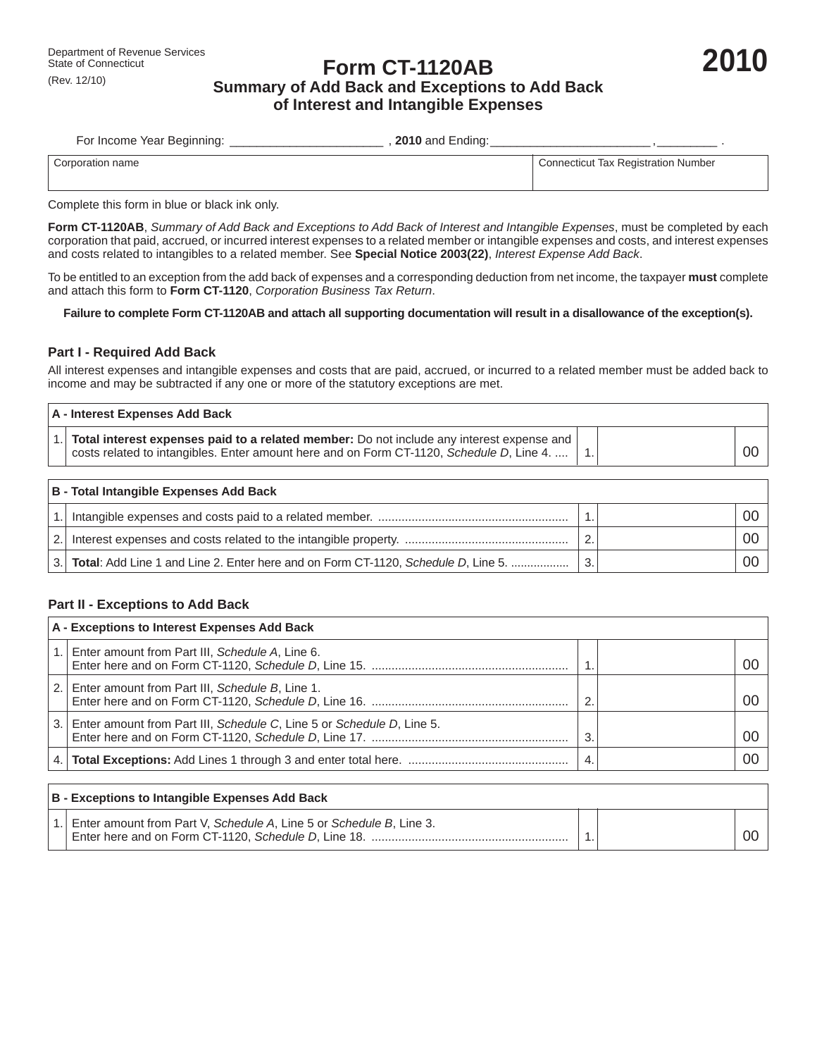Department of Revenue Services
State of Connecticut
(Rev. 12/10)

# Form CT-1120AB

## Summary of Add Back and Exceptions to Add Back of Interest and Intangible Expenses

**2010**

For Income Year Beginning: ______________________ , **2010** and Ending: _______________________ , ________ .

| Corporation name | Connecticut Tax Registration Number |
|---|---|
| | |

Complete this form in blue or black ink only.

**Form CT-1120AB**, *Summary of Add Back and Exceptions to Add Back of Interest and Intangible Expenses*, must be completed by each corporation that paid, accrued, or incurred interest expenses to a related member or intangible expenses and costs, and interest expenses and costs related to intangibles to a related member. See **Special Notice 2003(22)**, *Interest Expense Add Back*.

To be entitled to an exception from the add back of expenses and a corresponding deduction from net income, the taxpayer **must** complete and attach this form to **Form CT-1120**, *Corporation Business Tax Return*.

**Failure to complete Form CT-1120AB and attach all supporting documentation will result in a disallowance of the exception(s).**

### Part I - Required Add Back

All interest expenses and intangible expenses and costs that are paid, accrued, or incurred to a related member must be added back to income and may be subtracted if any one or more of the statutory exceptions are met.

| **A - Interest Expenses Add Back** | | | |
|---|---|---|---|
| 1. | **Total interest expenses paid to a related member:** Do not include any interest expense and costs related to intangibles. Enter amount here and on Form CT-1120, *Schedule D*, Line 4. .... | 1. | 00 |

| **B - Total Intangible Expenses Add Back** | | | |
|---|---|---|---|
| 1. | Intangible expenses and costs paid to a related member. ......................................................... | 1. | 00 |
| 2. | Interest expenses and costs related to the intangible property. ................................................. | 2. | 00 |
| 3. | **Total**: Add Line 1 and Line 2. Enter here and on Form CT-1120, *Schedule D*, Line 5. ................. | 3. | 00 |

### Part II - Exceptions to Add Back

| **A - Exceptions to Interest Expenses Add Back** | | | |
|---|---|---|---|
| 1. | Enter amount from Part III, *Schedule A*, Line 6. Enter here and on Form CT-1120, *Schedule D*, Line 15. .......................................................... | 1. | 00 |
| 2. | Enter amount from Part III, *Schedule B*, Line 1. Enter here and on Form CT-1120, *Schedule D*, Line 16. .......................................................... | 2. | 00 |
| 3. | Enter amount from Part III, *Schedule C*, Line 5 or *Schedule D*, Line 5. Enter here and on Form CT-1120, *Schedule D*, Line 17. .......................................................... | 3. | 00 |
| 4. | **Total Exceptions:** Add Lines 1 through 3 and enter total here. ................................................ | 4. | 00 |

| **B - Exceptions to Intangible Expenses Add Back** | | | |
|---|---|---|---|
| 1. | Enter amount from Part V, *Schedule A*, Line 5 or *Schedule B*, Line 3. Enter here and on Form CT-1120, *Schedule D*, Line 18. .......................................................... | 1. | 00 |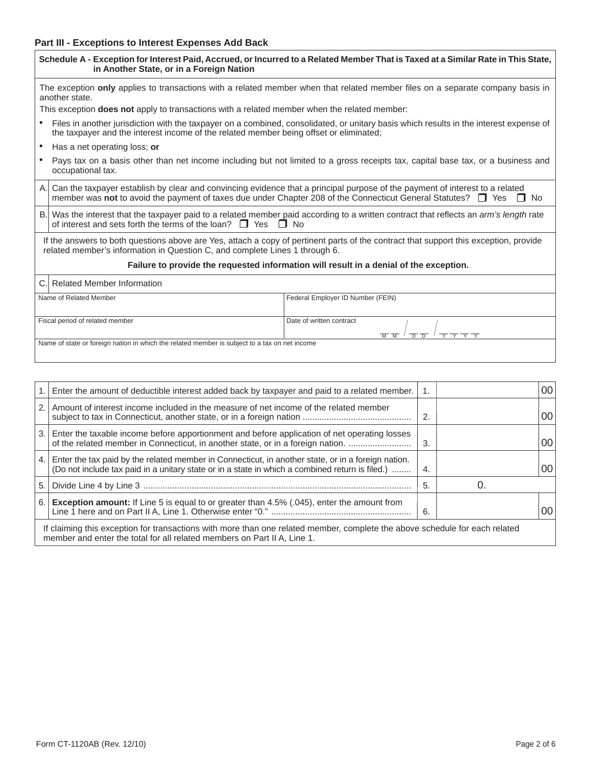## Part III - Exceptions to Interest Expenses Add Back

### Schedule A - Exception for Interest Paid, Accrued, or Incurred to a Related Member That is Taxed at a Similar Rate in This State, in Another State, or in a Foreign Nation

The exception **only** applies to transactions with a related member when that related member files on a separate company basis in another state.

This exception **does not** apply to transactions with a related member when the related member:

- Files in another jurisdiction with the taxpayer on a combined, consolidated, or unitary basis which results in the interest expense of the taxpayer and the interest income of the related member being offset or eliminated;
- Has a net operating loss; **or**
- Pays tax on a basis other than net income including but not limited to a gross receipts tax, capital base tax, or a business and occupational tax.

A. Can the taxpayer establish by clear and convincing evidence that a principal purpose of the payment of interest to a related member was **not** to avoid the payment of taxes due under Chapter 208 of the Connecticut General Statutes? ❒ Yes ❒ No

B. Was the interest that the taxpayer paid to a related member paid according to a written contract that reflects an *arm's length* rate of interest and sets forth the terms of the loan? ❒ Yes ❒ No

If the answers to both questions above are Yes, attach a copy of pertinent parts of the contract that support this exception, provide related member's information in Question C, and complete Lines 1 through 6.

**Failure to provide the requested information will result in a denial of the exception.**

C. Related Member Information

| Name of Related Member | Federal Employer ID Number (FEIN) |
|---|---|
| | |
| Fiscal period of related member | Date of written contract M M / D D / Y Y Y Y |
| Name of state or foreign nation in which the related member is subject to a tax on net income | |

| | | | |
|---|---|---|---|
| 1. | Enter the amount of deductible interest added back by taxpayer and paid to a related member. | 1. | 00 |
| 2. | Amount of interest income included in the measure of net income of the related member subject to tax in Connecticut, another state, or in a foreign nation | 2. | 00 |
| 3. | Enter the taxable income before apportionment and before application of net operating losses of the related member in Connecticut, in another state, or in a foreign nation. | 3. | 00 |
| 4. | Enter the tax paid by the related member in Connecticut, in another state, or in a foreign nation. (Do not include tax paid in a unitary state or in a state in which a combined return is filed.) | 4. | 00 |
| 5. | Divide Line 4 by Line 3 | 5. | 0. |
| 6. | **Exception amount:** If Line 5 is equal to or greater than 4.5% (.045), enter the amount from Line 1 here and on Part II A, Line 1. Otherwise enter "0." | 6. | 00 |

If claiming this exception for transactions with more than one related member, complete the above schedule for each related member and enter the total for all related members on Part II A, Line 1.

Form CT-1120AB (Rev. 12/10)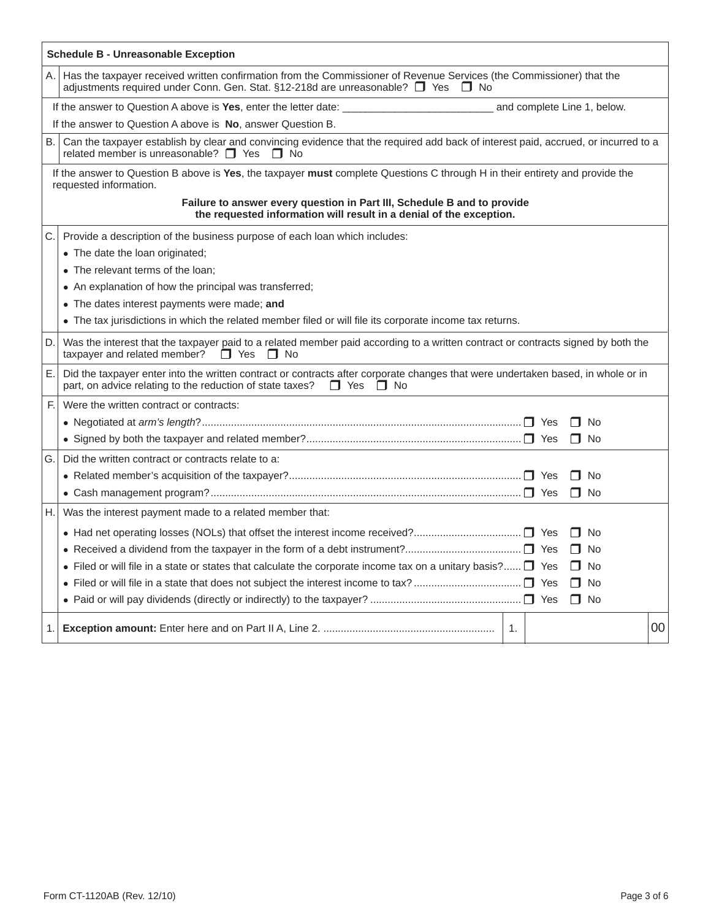## Schedule B - Unreasonable Exception

A. Has the taxpayer received written confirmation from the Commissioner of Revenue Services (the Commissioner) that the adjustments required under Conn. Gen. Stat. §12-218d are unreasonable? ☐ Yes ☐ No

If the answer to Question A above is **Yes**, enter the letter date: __________________________ and complete Line 1, below.

If the answer to Question A above is **No**, answer Question B.

B. Can the taxpayer establish by clear and convincing evidence that the required add back of interest paid, accrued, or incurred to a related member is unreasonable? ☐ Yes ☐ No

If the answer to Question B above is **Yes**, the taxpayer **must** complete Questions C through H in their entirety and provide the requested information.

**Failure to answer every question in Part III, Schedule B and to provide the requested information will result in a denial of the exception.**

C. Provide a description of the business purpose of each loan which includes:

- The date the loan originated;
- The relevant terms of the loan;
- An explanation of how the principal was transferred;
- The dates interest payments were made; **and**
- The tax jurisdictions in which the related member filed or will file its corporate income tax returns.

D. Was the interest that the taxpayer paid to a related member paid according to a written contract or contracts signed by both the taxpayer and related member? ☐ Yes ☐ No

E. Did the taxpayer enter into the written contract or contracts after corporate changes that were undertaken based, in whole or in part, on advice relating to the reduction of state taxes? ☐ Yes ☐ No

F. Were the written contract or contracts:

- Negotiated at *arm's length*? ☐ Yes ☐ No
- Signed by both the taxpayer and related member? ☐ Yes ☐ No

G. Did the written contract or contracts relate to a:

- Related member's acquisition of the taxpayer? ☐ Yes ☐ No
- Cash management program? ☐ Yes ☐ No

H. Was the interest payment made to a related member that:

- Had net operating losses (NOLs) that offset the interest income received? ☐ Yes ☐ No
- Received a dividend from the taxpayer in the form of a debt instrument? ☐ Yes ☐ No
- Filed or will file in a state or states that calculate the corporate income tax on a unitary basis? ☐ Yes ☐ No
- Filed or will file in a state that does not subject the interest income to tax? ☐ Yes ☐ No
- Paid or will pay dividends (directly or indirectly) to the taxpayer? ☐ Yes ☐ No

| | | | |
|---|---|---|---|
| 1. | **Exception amount:** Enter here and on Part II A, Line 2. | 1. | 00 |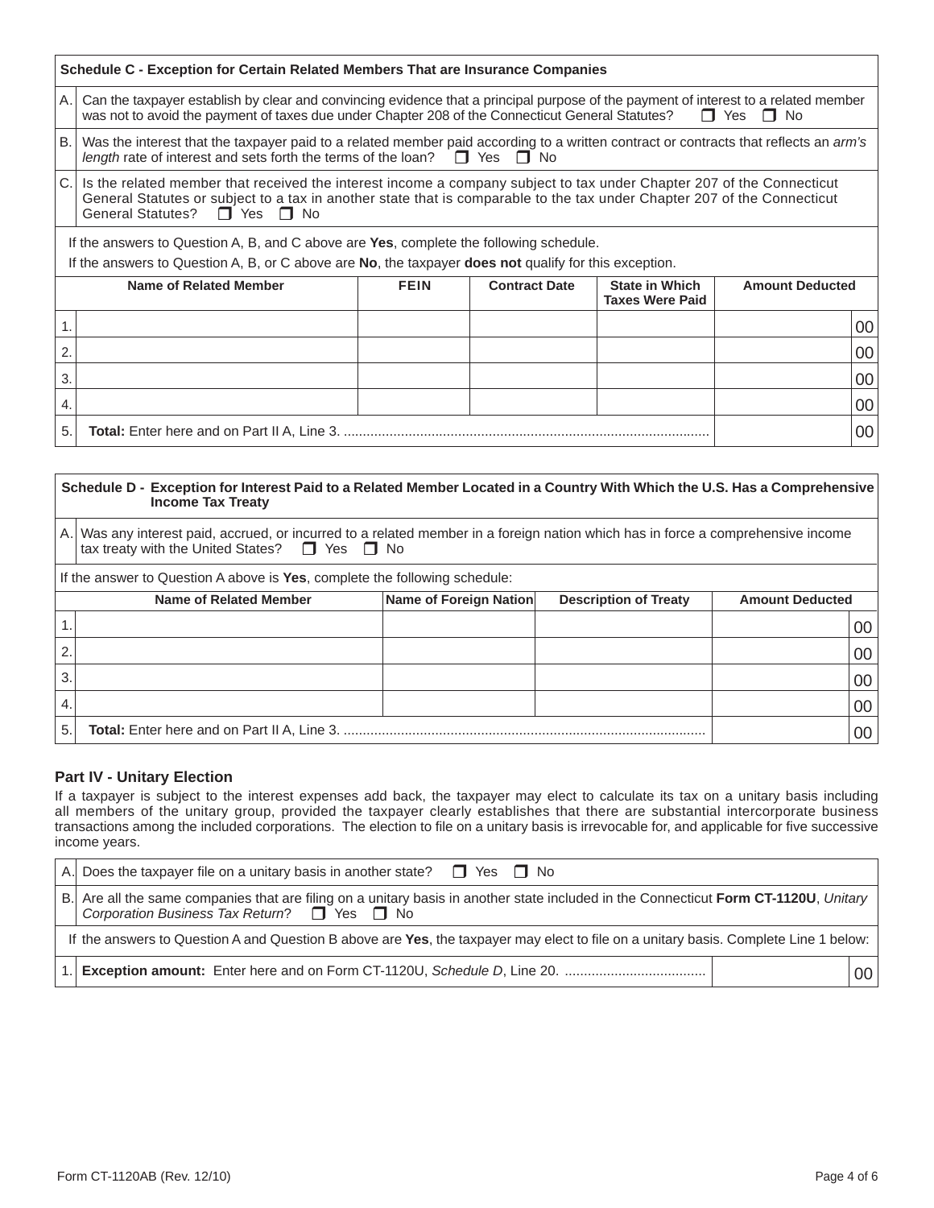## Schedule C - Exception for Certain Related Members That are Insurance Companies

A. Can the taxpayer establish by clear and convincing evidence that a principal purpose of the payment of interest to a related member was not to avoid the payment of taxes due under Chapter 208 of the Connecticut General Statutes? ❐ Yes ❐ No

B. Was the interest that the taxpayer paid to a related member paid according to a written contract or contracts that reflects an *arm's length* rate of interest and sets forth the terms of the loan? ❐ Yes ❐ No

C. Is the related member that received the interest income a company subject to tax under Chapter 207 of the Connecticut General Statutes or subject to a tax in another state that is comparable to the tax under Chapter 207 of the Connecticut General Statutes? ❐ Yes ❐ No

If the answers to Question A, B, and C above are **Yes**, complete the following schedule.

If the answers to Question A, B, or C above are **No**, the taxpayer **does not** qualify for this exception.

| | Name of Related Member | FEIN | Contract Date | State in Which Taxes Were Paid | Amount Deducted |
|---|---|---|---|---|---|
| 1. | | | | | 00 |
| 2. | | | | | 00 |
| 3. | | | | | 00 |
| 4. | | | | | 00 |
| 5. | **Total:** Enter here and on Part II A, Line 3. | | | | 00 |

## Schedule D - Exception for Interest Paid to a Related Member Located in a Country With Which the U.S. Has a Comprehensive Income Tax Treaty

A. Was any interest paid, accrued, or incurred to a related member in a foreign nation which has in force a comprehensive income tax treaty with the United States? ❐ Yes ❐ No

If the answer to Question A above is **Yes**, complete the following schedule:

| | Name of Related Member | Name of Foreign Nation | Description of Treaty | Amount Deducted |
|---|---|---|---|---|
| 1. | | | | 00 |
| 2. | | | | 00 |
| 3. | | | | 00 |
| 4. | | | | 00 |
| 5. | **Total:** Enter here and on Part II A, Line 3. | | | 00 |

## Part IV - Unitary Election

If a taxpayer is subject to the interest expenses add back, the taxpayer may elect to calculate its tax on a unitary basis including all members of the unitary group, provided the taxpayer clearly establishes that there are substantial intercorporate business transactions among the included corporations. The election to file on a unitary basis is irrevocable for, and applicable for five successive income years.

A. Does the taxpayer file on a unitary basis in another state? ❐ Yes ❐ No

B. Are all the same companies that are filing on a unitary basis in another state included in the Connecticut **Form CT-1120U**, *Unitary Corporation Business Tax Return*? ❐ Yes ❐ No

If the answers to Question A and Question B above are **Yes**, the taxpayer may elect to file on a unitary basis. Complete Line 1 below:

| | | Amount |
|---|---|---|
| 1. | **Exception amount:** Enter here and on Form CT-1120U, *Schedule D*, Line 20. | 00 |

Form CT-1120AB (Rev. 12/10)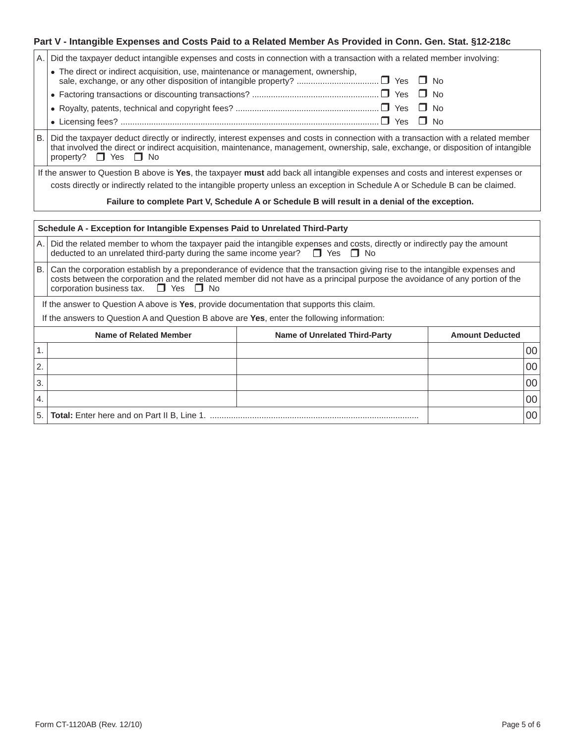## Part V - Intangible Expenses and Costs Paid to a Related Member As Provided in Conn. Gen. Stat. §12-218c

A. Did the taxpayer deduct intangible expenses and costs in connection with a transaction with a related member involving:

- The direct or indirect acquisition, use, maintenance or management, ownership, sale, exchange, or any other disposition of intangible property? .................................. ☐ Yes ☐ No
- Factoring transactions or discounting transactions? ...................................................... ☐ Yes ☐ No
- Royalty, patents, technical and copyright fees? ............................................................ ☐ Yes ☐ No
- Licensing fees? .............................................................................................................. ☐ Yes ☐ No

B. Did the taxpayer deduct directly or indirectly, interest expenses and costs in connection with a transaction with a related member that involved the direct or indirect acquisition, maintenance, management, ownership, sale, exchange, or disposition of intangible property? ☐ Yes ☐ No

If the answer to Question B above is **Yes**, the taxpayer **must** add back all intangible expenses and costs and interest expenses or costs directly or indirectly related to the intangible property unless an exception in Schedule A or Schedule B can be claimed.

**Failure to complete Part V, Schedule A or Schedule B will result in a denial of the exception.**

### Schedule A - Exception for Intangible Expenses Paid to Unrelated Third-Party

A. Did the related member to whom the taxpayer paid the intangible expenses and costs, directly or indirectly pay the amount deducted to an unrelated third-party during the same income year? ☐ Yes ☐ No

B. Can the corporation establish by a preponderance of evidence that the transaction giving rise to the intangible expenses and costs between the corporation and the related member did not have as a principal purpose the avoidance of any portion of the corporation business tax. ☐ Yes ☐ No

If the answer to Question A above is **Yes**, provide documentation that supports this claim.

If the answers to Question A and Question B above are **Yes**, enter the following information:

| | Name of Related Member | Name of Unrelated Third-Party | Amount Deducted |
|---|---|---|---|
| 1. | | | 00 |
| 2. | | | 00 |
| 3. | | | 00 |
| 4. | | | 00 |
| 5. | **Total:** Enter here and on Part II B, Line 1. | | 00 |

Form CT-1120AB (Rev. 12/10)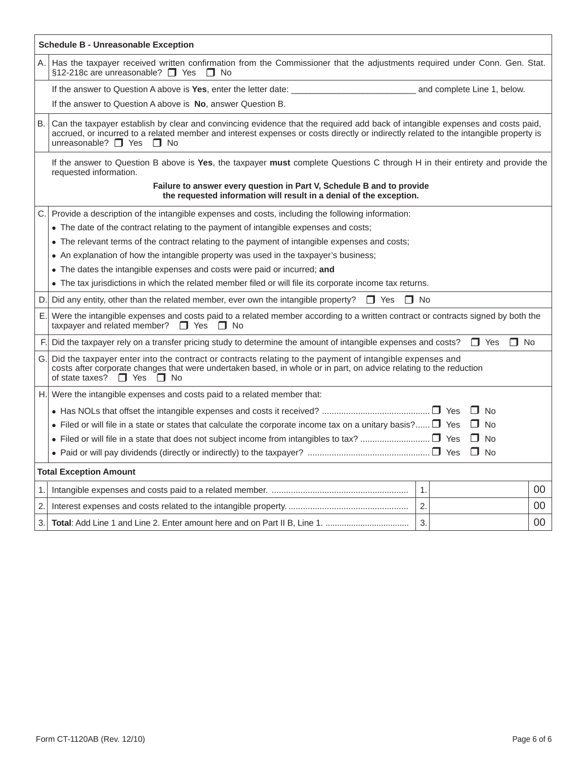## Schedule B - Unreasonable Exception

A. Has the taxpayer received written confirmation from the Commissioner that the adjustments required under Conn. Gen. Stat. §12-218c are unreasonable? ❐ Yes ❐ No

If the answer to Question A above is **Yes**, enter the letter date: __________________________ and complete Line 1, below.

If the answer to Question A above is **No**, answer Question B.

B. Can the taxpayer establish by clear and convincing evidence that the required add back of intangible expenses and costs paid, accrued, or incurred to a related member and interest expenses or costs directly or indirectly related to the intangible property is unreasonable? ❐ Yes ❐ No

If the answer to Question B above is **Yes**, the taxpayer **must** complete Questions C through H in their entirety and provide the requested information.

**Failure to answer every question in Part V, Schedule B and to provide the requested information will result in a denial of the exception.**

C. Provide a description of the intangible expenses and costs, including the following information:

- The date of the contract relating to the payment of intangible expenses and costs;
- The relevant terms of the contract relating to the payment of intangible expenses and costs;
- An explanation of how the intangible property was used in the taxpayer's business;
- The dates the intangible expenses and costs were paid or incurred; **and**
- The tax jurisdictions in which the related member filed or will file its corporate income tax returns.

D. Did any entity, other than the related member, ever own the intangible property? ❐ Yes ❐ No

E. Were the intangible expenses and costs paid to a related member according to a written contract or contracts signed by both the taxpayer and related member? ❐ Yes ❐ No

F. Did the taxpayer rely on a transfer pricing study to determine the amount of intangible expenses and costs? ❐ Yes ❐ No

G. Did the taxpayer enter into the contract or contracts relating to the payment of intangible expenses and costs after corporate changes that were undertaken based, in whole or in part, on advice relating to the reduction of state taxes? ❐ Yes ❐ No

H. Were the intangible expenses and costs paid to a related member that:

- Has NOLs that offset the intangible expenses and costs it received? ❐ Yes ❐ No
- Filed or will file in a state or states that calculate the corporate income tax on a unitary basis? ❐ Yes ❐ No
- Filed or will file in a state that does not subject income from intangibles to tax? ❐ Yes ❐ No
- Paid or will pay dividends (directly or indirectly) to the taxpayer? ❐ Yes ❐ No

### Total Exception Amount

| | | | |
|---|---|---|---|
| 1. | Intangible expenses and costs paid to a related member. | 1. | 00 |
| 2. | Interest expenses and costs related to the intangible property. | 2. | 00 |
| 3. | **Total**: Add Line 1 and Line 2. Enter amount here and on Part II B, Line 1. | 3. | 00 |

Form CT-1120AB (Rev. 12/10)